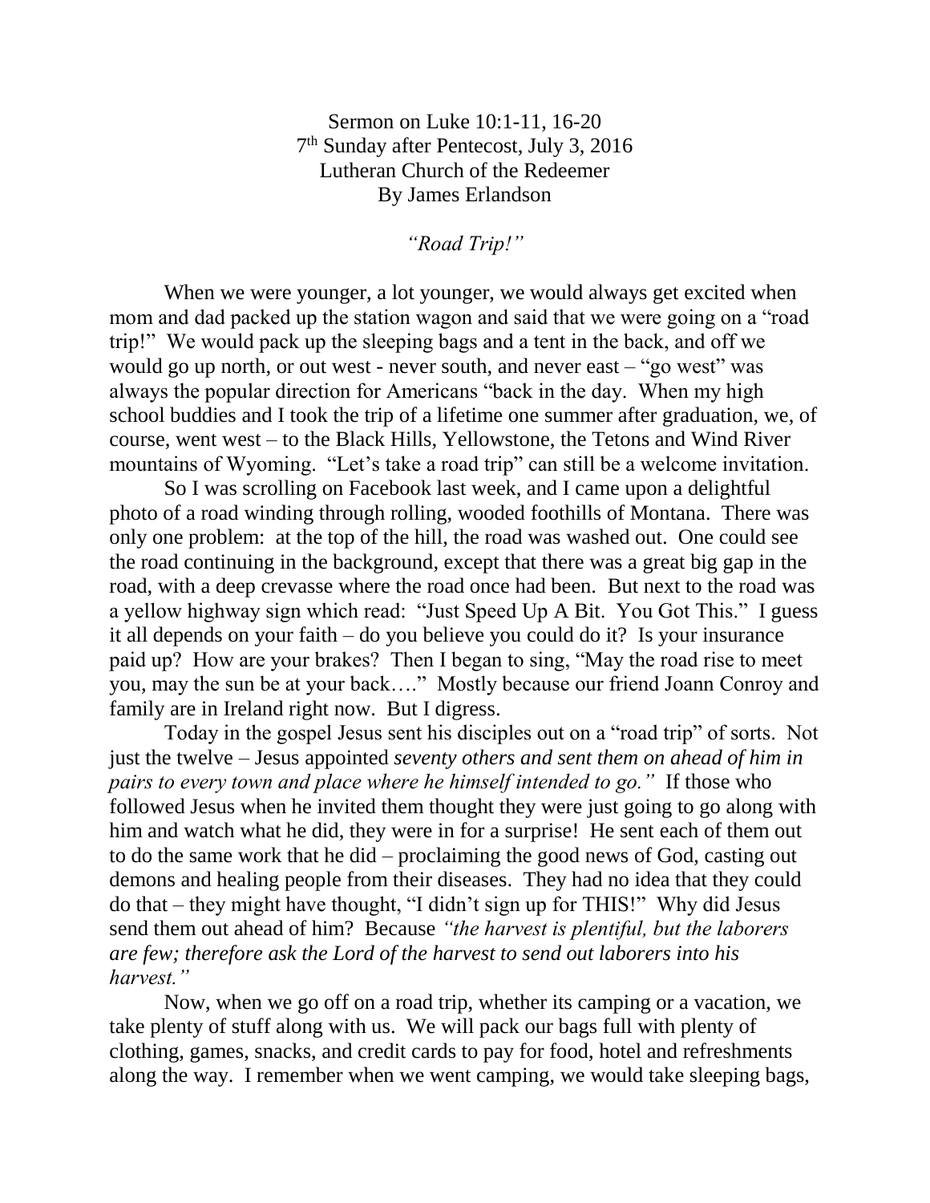Sermon on Luke 10:1-11, 16-20
7th Sunday after Pentecost, July 3, 2016
Lutheran Church of the Redeemer
By James Erlandson

*"Road Trip!"*

When we were younger, a lot younger, we would always get excited when mom and dad packed up the station wagon and said that we were going on a "road trip!" We would pack up the sleeping bags and a tent in the back, and off we would go up north, or out west - never south, and never east – "go west" was always the popular direction for Americans "back in the day. When my high school buddies and I took the trip of a lifetime one summer after graduation, we, of course, went west – to the Black Hills, Yellowstone, the Tetons and Wind River mountains of Wyoming. "Let's take a road trip" can still be a welcome invitation.

So I was scrolling on Facebook last week, and I came upon a delightful photo of a road winding through rolling, wooded foothills of Montana. There was only one problem: at the top of the hill, the road was washed out. One could see the road continuing in the background, except that there was a great big gap in the road, with a deep crevasse where the road once had been. But next to the road was a yellow highway sign which read: "Just Speed Up A Bit. You Got This." I guess it all depends on your faith – do you believe you could do it? Is your insurance paid up? How are your brakes? Then I began to sing, "May the road rise to meet you, may the sun be at your back…." Mostly because our friend Joann Conroy and family are in Ireland right now. But I digress.

Today in the gospel Jesus sent his disciples out on a "road trip" of sorts. Not just the twelve – Jesus appointed *seventy others and sent them on ahead of him in pairs to every town and place where he himself intended to go."* If those who followed Jesus when he invited them thought they were just going to go along with him and watch what he did, they were in for a surprise! He sent each of them out to do the same work that he did – proclaiming the good news of God, casting out demons and healing people from their diseases. They had no idea that they could do that – they might have thought, "I didn't sign up for THIS!" Why did Jesus send them out ahead of him? Because *"the harvest is plentiful, but the laborers are few; therefore ask the Lord of the harvest to send out laborers into his harvest."*

Now, when we go off on a road trip, whether its camping or a vacation, we take plenty of stuff along with us. We will pack our bags full with plenty of clothing, games, snacks, and credit cards to pay for food, hotel and refreshments along the way. I remember when we went camping, we would take sleeping bags,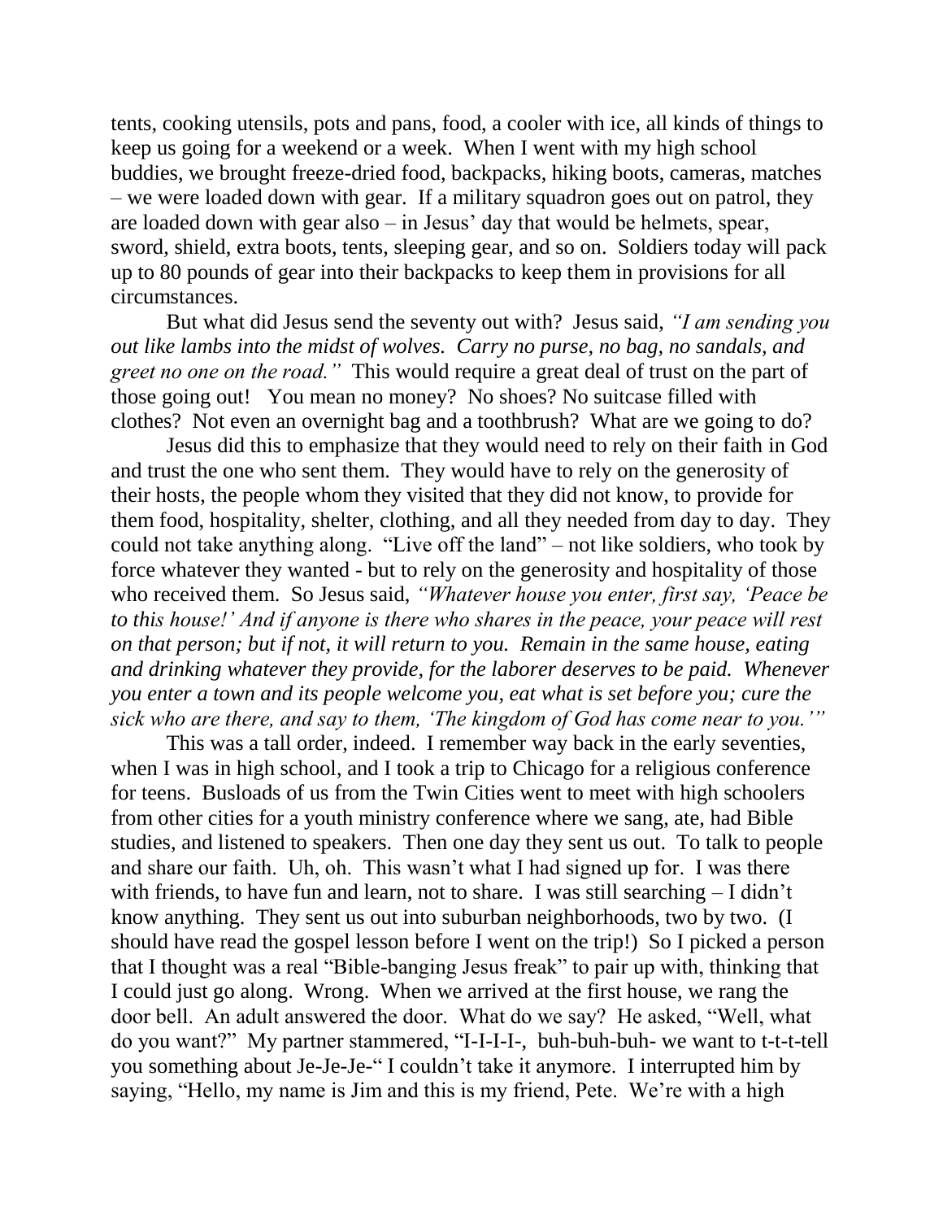tents, cooking utensils, pots and pans, food, a cooler with ice, all kinds of things to keep us going for a weekend or a week. When I went with my high school buddies, we brought freeze-dried food, backpacks, hiking boots, cameras, matches – we were loaded down with gear. If a military squadron goes out on patrol, they are loaded down with gear also – in Jesus' day that would be helmets, spear, sword, shield, extra boots, tents, sleeping gear, and so on. Soldiers today will pack up to 80 pounds of gear into their backpacks to keep them in provisions for all circumstances.

But what did Jesus send the seventy out with? Jesus said, *"I am sending you out like lambs into the midst of wolves. Carry no purse, no bag, no sandals, and greet no one on the road."* This would require a great deal of trust on the part of those going out! You mean no money? No shoes? No suitcase filled with clothes? Not even an overnight bag and a toothbrush? What are we going to do?

Jesus did this to emphasize that they would need to rely on their faith in God and trust the one who sent them. They would have to rely on the generosity of their hosts, the people whom they visited that they did not know, to provide for them food, hospitality, shelter, clothing, and all they needed from day to day. They could not take anything along. "Live off the land" – not like soldiers, who took by force whatever they wanted - but to rely on the generosity and hospitality of those who received them. So Jesus said, *"Whatever house you enter, first say, 'Peace be to this house!' And if anyone is there who shares in the peace, your peace will rest on that person; but if not, it will return to you. Remain in the same house, eating and drinking whatever they provide, for the laborer deserves to be paid. Whenever you enter a town and its people welcome you, eat what is set before you; cure the sick who are there, and say to them, 'The kingdom of God has come near to you.'"*

This was a tall order, indeed. I remember way back in the early seventies, when I was in high school, and I took a trip to Chicago for a religious conference for teens. Busloads of us from the Twin Cities went to meet with high schoolers from other cities for a youth ministry conference where we sang, ate, had Bible studies, and listened to speakers. Then one day they sent us out. To talk to people and share our faith. Uh, oh. This wasn't what I had signed up for. I was there with friends, to have fun and learn, not to share. I was still searching – I didn't know anything. They sent us out into suburban neighborhoods, two by two. (I should have read the gospel lesson before I went on the trip!) So I picked a person that I thought was a real "Bible-banging Jesus freak" to pair up with, thinking that I could just go along. Wrong. When we arrived at the first house, we rang the door bell. An adult answered the door. What do we say? He asked, "Well, what do you want?" My partner stammered, "I-I-I-I-, buh-buh-buh- we want to t-t-t-tell you something about Je-Je-Je-" I couldn't take it anymore. I interrupted him by saying, "Hello, my name is Jim and this is my friend, Pete. We're with a high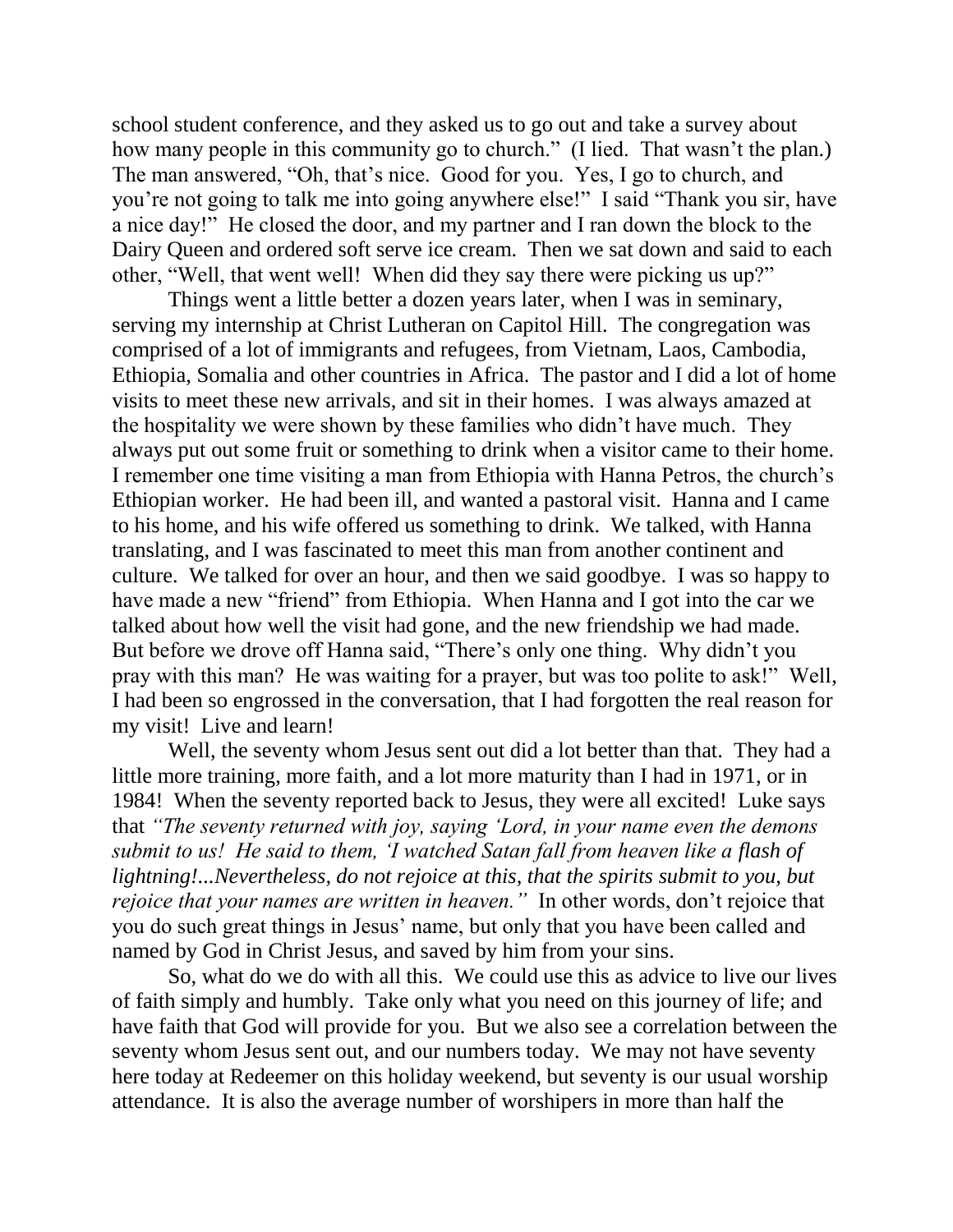school student conference, and they asked us to go out and take a survey about how many people in this community go to church." (I lied. That wasn't the plan.) The man answered, "Oh, that's nice. Good for you. Yes, I go to church, and you're not going to talk me into going anywhere else!" I said "Thank you sir, have a nice day!" He closed the door, and my partner and I ran down the block to the Dairy Queen and ordered soft serve ice cream. Then we sat down and said to each other, "Well, that went well! When did they say there were picking us up?"

Things went a little better a dozen years later, when I was in seminary, serving my internship at Christ Lutheran on Capitol Hill. The congregation was comprised of a lot of immigrants and refugees, from Vietnam, Laos, Cambodia, Ethiopia, Somalia and other countries in Africa. The pastor and I did a lot of home visits to meet these new arrivals, and sit in their homes. I was always amazed at the hospitality we were shown by these families who didn't have much. They always put out some fruit or something to drink when a visitor came to their home. I remember one time visiting a man from Ethiopia with Hanna Petros, the church's Ethiopian worker. He had been ill, and wanted a pastoral visit. Hanna and I came to his home, and his wife offered us something to drink. We talked, with Hanna translating, and I was fascinated to meet this man from another continent and culture. We talked for over an hour, and then we said goodbye. I was so happy to have made a new "friend" from Ethiopia. When Hanna and I got into the car we talked about how well the visit had gone, and the new friendship we had made. But before we drove off Hanna said, "There's only one thing. Why didn't you pray with this man? He was waiting for a prayer, but was too polite to ask!" Well, I had been so engrossed in the conversation, that I had forgotten the real reason for my visit! Live and learn!

Well, the seventy whom Jesus sent out did a lot better than that. They had a little more training, more faith, and a lot more maturity than I had in 1971, or in 1984! When the seventy reported back to Jesus, they were all excited! Luke says that *"The seventy returned with joy, saying 'Lord, in your name even the demons submit to us! He said to them, 'I watched Satan fall from heaven like a flash of lightning!...Nevertheless, do not rejoice at this, that the spirits submit to you, but rejoice that your names are written in heaven."* In other words, don't rejoice that you do such great things in Jesus' name, but only that you have been called and named by God in Christ Jesus, and saved by him from your sins.

So, what do we do with all this. We could use this as advice to live our lives of faith simply and humbly. Take only what you need on this journey of life; and have faith that God will provide for you. But we also see a correlation between the seventy whom Jesus sent out, and our numbers today. We may not have seventy here today at Redeemer on this holiday weekend, but seventy is our usual worship attendance. It is also the average number of worshipers in more than half the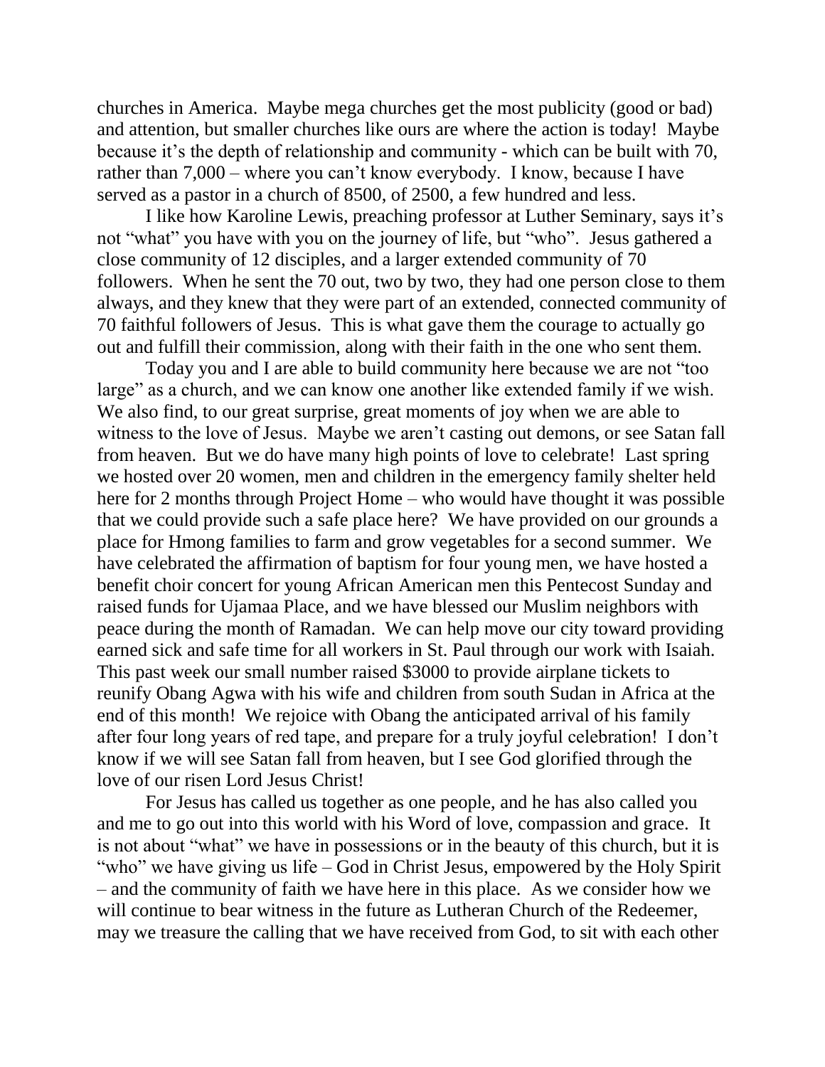churches in America. Maybe mega churches get the most publicity (good or bad) and attention, but smaller churches like ours are where the action is today! Maybe because it's the depth of relationship and community - which can be built with 70, rather than 7,000 – where you can't know everybody. I know, because I have served as a pastor in a church of 8500, of 2500, a few hundred and less.

I like how Karoline Lewis, preaching professor at Luther Seminary, says it's not "what" you have with you on the journey of life, but "who". Jesus gathered a close community of 12 disciples, and a larger extended community of 70 followers. When he sent the 70 out, two by two, they had one person close to them always, and they knew that they were part of an extended, connected community of 70 faithful followers of Jesus. This is what gave them the courage to actually go out and fulfill their commission, along with their faith in the one who sent them.

Today you and I are able to build community here because we are not "too large" as a church, and we can know one another like extended family if we wish. We also find, to our great surprise, great moments of joy when we are able to witness to the love of Jesus. Maybe we aren't casting out demons, or see Satan fall from heaven. But we do have many high points of love to celebrate! Last spring we hosted over 20 women, men and children in the emergency family shelter held here for 2 months through Project Home – who would have thought it was possible that we could provide such a safe place here? We have provided on our grounds a place for Hmong families to farm and grow vegetables for a second summer. We have celebrated the affirmation of baptism for four young men, we have hosted a benefit choir concert for young African American men this Pentecost Sunday and raised funds for Ujamaa Place, and we have blessed our Muslim neighbors with peace during the month of Ramadan. We can help move our city toward providing earned sick and safe time for all workers in St. Paul through our work with Isaiah. This past week our small number raised $3000 to provide airplane tickets to reunify Obang Agwa with his wife and children from south Sudan in Africa at the end of this month! We rejoice with Obang the anticipated arrival of his family after four long years of red tape, and prepare for a truly joyful celebration! I don't know if we will see Satan fall from heaven, but I see God glorified through the love of our risen Lord Jesus Christ!

For Jesus has called us together as one people, and he has also called you and me to go out into this world with his Word of love, compassion and grace. It is not about "what" we have in possessions or in the beauty of this church, but it is "who" we have giving us life – God in Christ Jesus, empowered by the Holy Spirit – and the community of faith we have here in this place. As we consider how we will continue to bear witness in the future as Lutheran Church of the Redeemer, may we treasure the calling that we have received from God, to sit with each other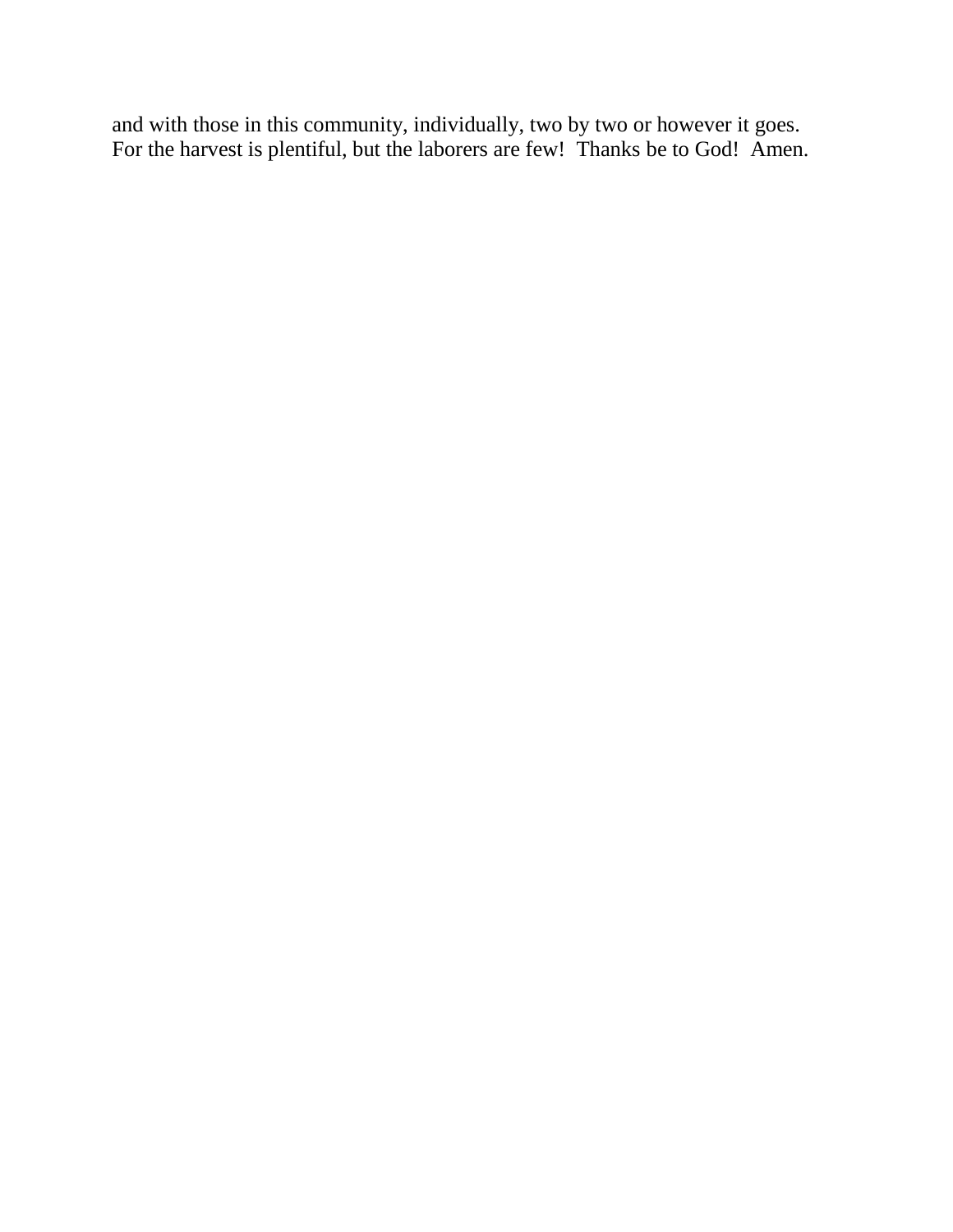and with those in this community, individually, two by two or however it goes. For the harvest is plentiful, but the laborers are few! Thanks be to God! Amen.